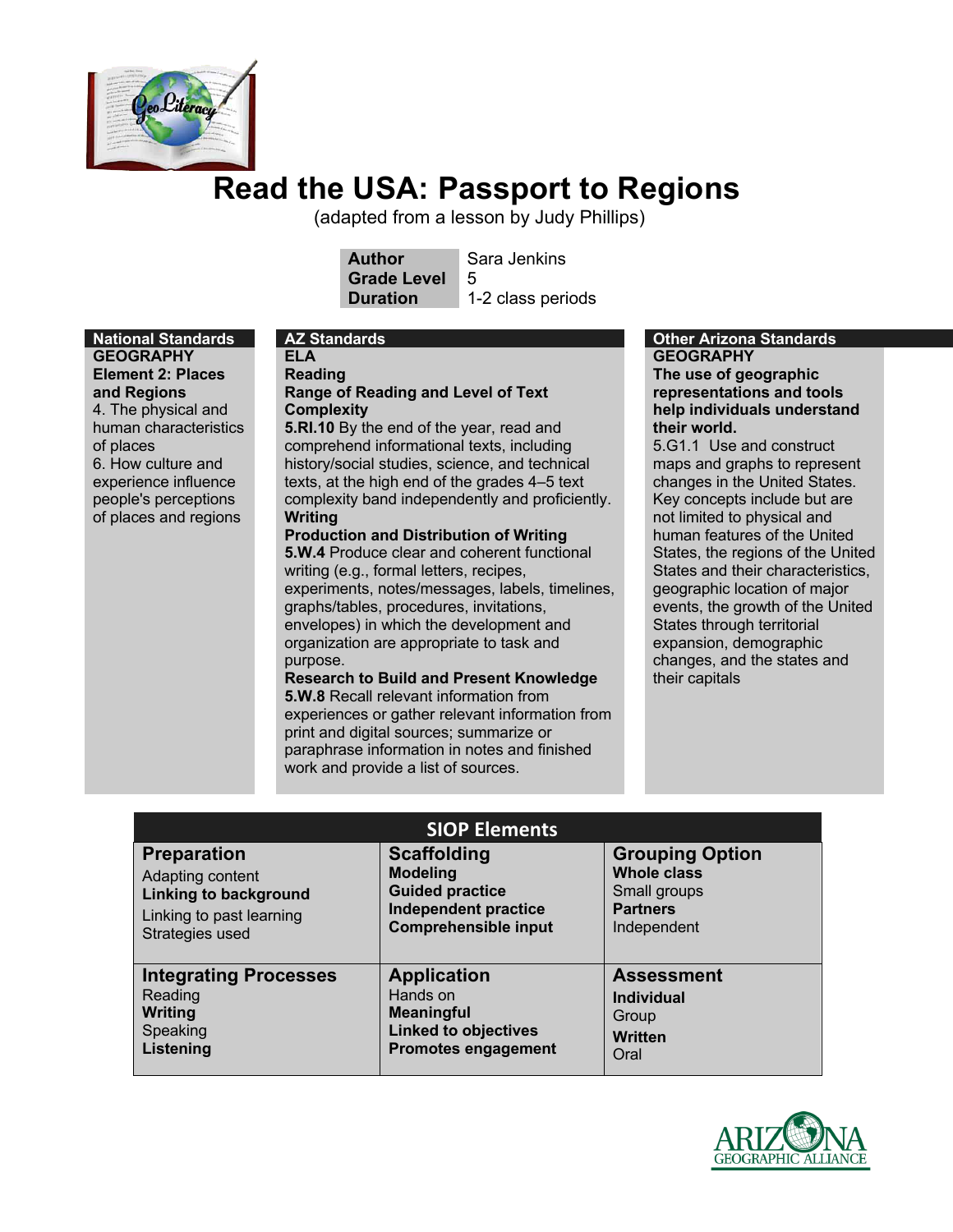# Read the USA: Passport to Regions

(adapted from a lesson by Judy Phillips)

| | |
|---|---|
| **Author** | Sara Jenkins |
| **Grade Level** | 5 |
| **Duration** | 1-2 class periods |

## National Standards

**GEOGRAPHY**

**Element 2: Places and Regions**

4. The physical and human characteristics of places

6. How culture and experience influence people's perceptions of places and regions

## AZ Standards

**ELA**

**Reading**

**Range of Reading and Level of Text Complexity**

**5.RI.10** By the end of the year, read and comprehend informational texts, including history/social studies, science, and technical texts, at the high end of the grades 4–5 text complexity band independently and proficiently.

**Writing**

**Production and Distribution of Writing**

**5.W.4** Produce clear and coherent functional writing (e.g., formal letters, recipes, experiments, notes/messages, labels, timelines, graphs/tables, procedures, invitations, envelopes) in which the development and organization are appropriate to task and purpose.

**Research to Build and Present Knowledge**

**5.W.8** Recall relevant information from experiences or gather relevant information from print and digital sources; summarize or paraphrase information in notes and finished work and provide a list of sources.

## Other Arizona Standards

**GEOGRAPHY**

**The use of geographic representations and tools help individuals understand their world.**

5.G1.1 Use and construct maps and graphs to represent changes in the United States. Key concepts include but are not limited to physical and human features of the United States, the regions of the United States and their characteristics, geographic location of major events, the growth of the United States through territorial expansion, demographic changes, and the states and their capitals

## SIOP Elements

| Preparation | Scaffolding | Grouping Option |
|---|---|---|
| Adapting content<br>**Linking to background**<br>Linking to past learning<br>Strategies used | **Modeling**<br>**Guided practice**<br>**Independent practice**<br>**Comprehensible input** | **Whole class**<br>Small groups<br>**Partners**<br>Independent |
| **Integrating Processes** | **Application** | **Assessment** |
| Reading<br>**Writing**<br>Speaking<br>**Listening** | Hands on<br>**Meaningful**<br>**Linked to objectives**<br>**Promotes engagement** | **Individual**<br>Group<br>**Written**<br>Oral |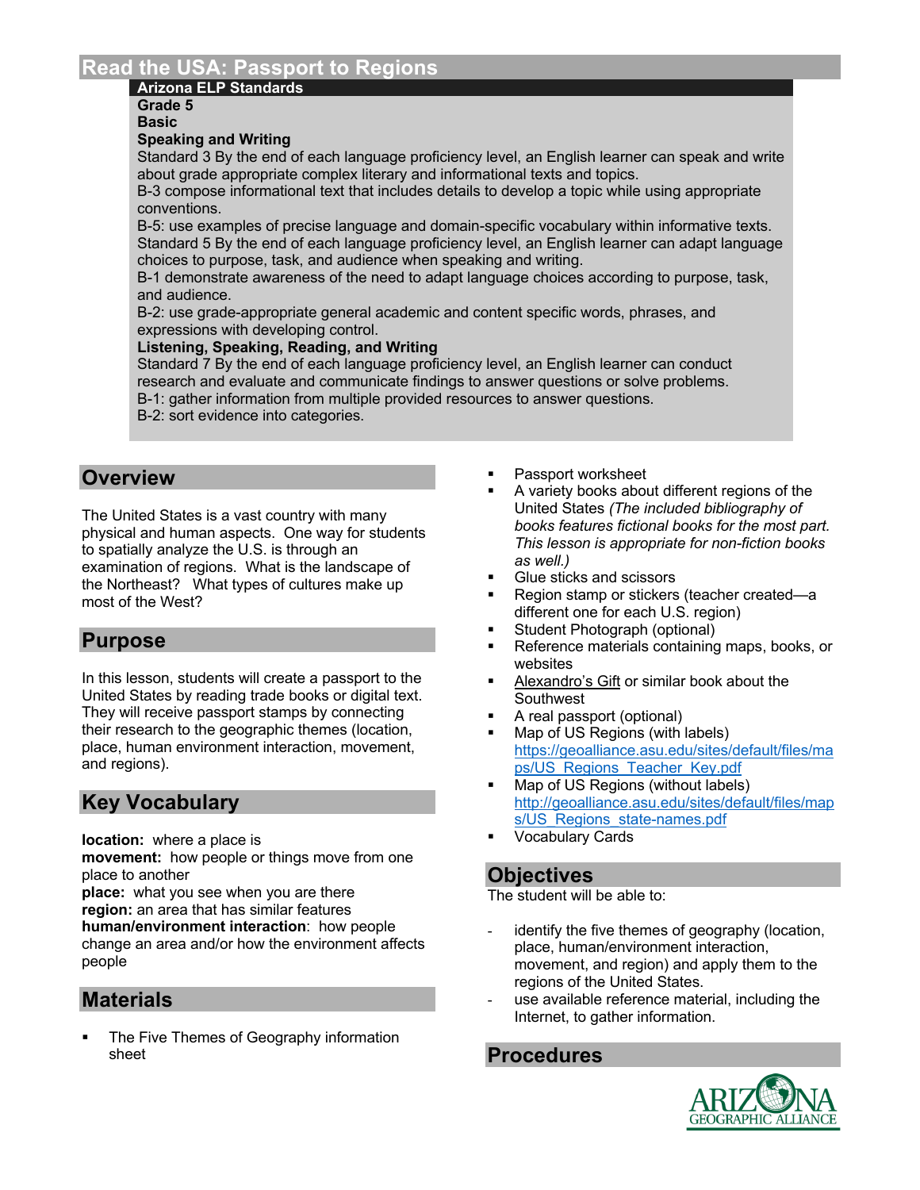# Read the USA: Passport to Regions

## Arizona ELP Standards

**Grade 5**
**Basic**
**Speaking and Writing**

Standard 3 By the end of each language proficiency level, an English learner can speak and write about grade appropriate complex literary and informational texts and topics.
B-3 compose informational text that includes details to develop a topic while using appropriate conventions.
B-5: use examples of precise language and domain-specific vocabulary within informative texts.
Standard 5 By the end of each language proficiency level, an English learner can adapt language choices to purpose, task, and audience when speaking and writing.
B-1 demonstrate awareness of the need to adapt language choices according to purpose, task, and audience.
B-2: use grade-appropriate general academic and content specific words, phrases, and expressions with developing control.

**Listening, Speaking, Reading, and Writing**

Standard 7 By the end of each language proficiency level, an English learner can conduct research and evaluate and communicate findings to answer questions or solve problems.
B-1: gather information from multiple provided resources to answer questions.
B-2: sort evidence into categories.

## Overview

The United States is a vast country with many physical and human aspects. One way for students to spatially analyze the U.S. is through an examination of regions. What is the landscape of the Northeast? What types of cultures make up most of the West?

## Purpose

In this lesson, students will create a passport to the United States by reading trade books or digital text. They will receive passport stamps by connecting their research to the geographic themes (location, place, human environment interaction, movement, and regions).

## Key Vocabulary

**location:** where a place is
**movement:** how people or things move from one place to another
**place:** what you see when you are there
**region:** an area that has similar features
**human/environment interaction**: how people change an area and/or how the environment affects people

## Materials

- The Five Themes of Geography information sheet
- Passport worksheet
- A variety books about different regions of the United States *(The included bibliography of books features fictional books for the most part. This lesson is appropriate for non-fiction books as well.)*
- Glue sticks and scissors
- Region stamp or stickers (teacher created—a different one for each U.S. region)
- Student Photograph (optional)
- Reference materials containing maps, books, or websites
- Alexandro's Gift or similar book about the Southwest
- A real passport (optional)
- Map of US Regions (with labels) https://geoalliance.asu.edu/sites/default/files/maps/US_Regions_Teacher_Key.pdf
- Map of US Regions (without labels) http://geoalliance.asu.edu/sites/default/files/maps/US_Regions_state-names.pdf
- Vocabulary Cards

## Objectives

The student will be able to:

- identify the five themes of geography (location, place, human/environment interaction, movement, and region) and apply them to the regions of the United States.
- use available reference material, including the Internet, to gather information.

## Procedures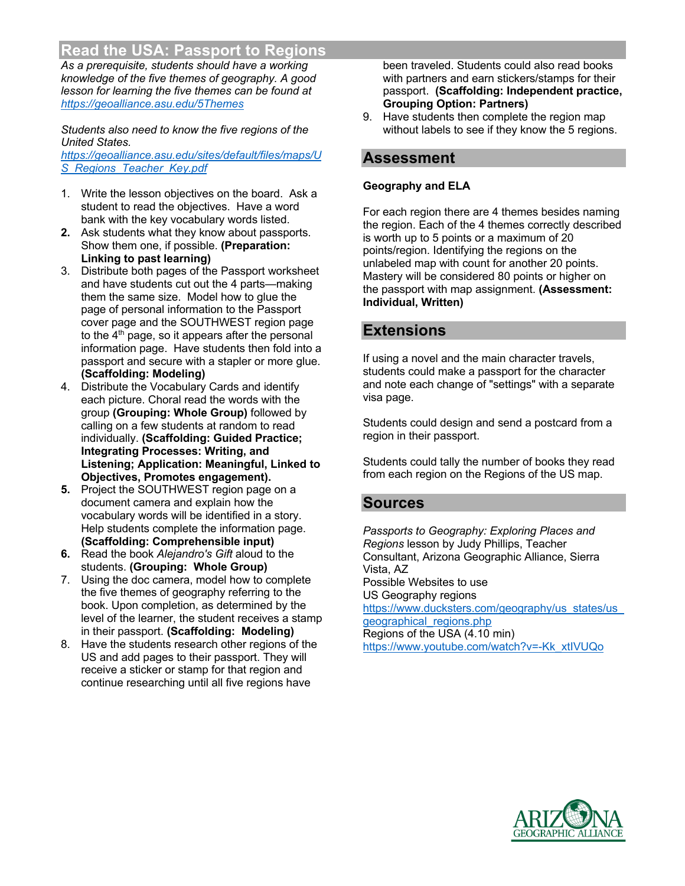## Read the USA: Passport to Regions

*As a prerequisite, students should have a working knowledge of the five themes of geography. A good lesson for learning the five themes can be found at* [https://geoalliance.asu.edu/5Themes](https://geoalliance.asu.edu/5Themes)

*Students also need to know the five regions of the United States.* [https://geoalliance.asu.edu/sites/default/files/maps/US_Regions_Teacher_Key.pdf](https://geoalliance.asu.edu/sites/default/files/maps/US_Regions_Teacher_Key.pdf)

1. Write the lesson objectives on the board. Ask a student to read the objectives. Have a word bank with the key vocabulary words listed.
2. Ask students what they know about passports. Show them one, if possible. **(Preparation: Linking to past learning)**
3. Distribute both pages of the Passport worksheet and have students cut out the 4 parts—making them the same size. Model how to glue the page of personal information to the Passport cover page and the SOUTHWEST region page to the 4th page, so it appears after the personal information page. Have students then fold into a passport and secure with a stapler or more glue. **(Scaffolding: Modeling)**
4. Distribute the Vocabulary Cards and identify each picture. Choral read the words with the group **(Grouping: Whole Group)** followed by calling on a few students at random to read individually. **(Scaffolding: Guided Practice; Integrating Processes: Writing, and Listening; Application: Meaningful, Linked to Objectives, Promotes engagement).**
5. Project the SOUTHWEST region page on a document camera and explain how the vocabulary words will be identified in a story. Help students complete the information page. **(Scaffolding: Comprehensible input)**
6. Read the book *Alejandro's Gift* aloud to the students. **(Grouping: Whole Group)**
7. Using the doc camera, model how to complete the five themes of geography referring to the book. Upon completion, as determined by the level of the learner, the student receives a stamp in their passport. **(Scaffolding: Modeling)**
8. Have the students research other regions of the US and add pages to their passport. They will receive a sticker or stamp for that region and continue researching until all five regions have been traveled. Students could also read books with partners and earn stickers/stamps for their passport. **(Scaffolding: Independent practice, Grouping Option: Partners)**
9. Have students then complete the region map without labels to see if they know the 5 regions.

## Assessment

**Geography and ELA**

For each region there are 4 themes besides naming the region. Each of the 4 themes correctly described is worth up to 5 points or a maximum of 20 points/region. Identifying the regions on the unlabeled map with count for another 20 points. Mastery will be considered 80 points or higher on the passport with map assignment. **(Assessment: Individual, Written)**

## Extensions

If using a novel and the main character travels, students could make a passport for the character and note each change of "settings" with a separate visa page.

Students could design and send a postcard from a region in their passport.

Students could tally the number of books they read from each region on the Regions of the US map.

## Sources

*Passports to Geography: Exploring Places and Regions* lesson by Judy Phillips, Teacher Consultant, Arizona Geographic Alliance, Sierra Vista, AZ

Possible Websites to use

US Geography regions

[https://www.ducksters.com/geography/us_states/us_geographical_regions.php](https://www.ducksters.com/geography/us_states/us_geographical_regions.php)

Regions of the USA (4.10 min)

[https://www.youtube.com/watch?v=-Kk_xtIVUQo](https://www.youtube.com/watch?v=-Kk_xtIVUQo)

ARIZONA GEOGRAPHIC ALLIANCE